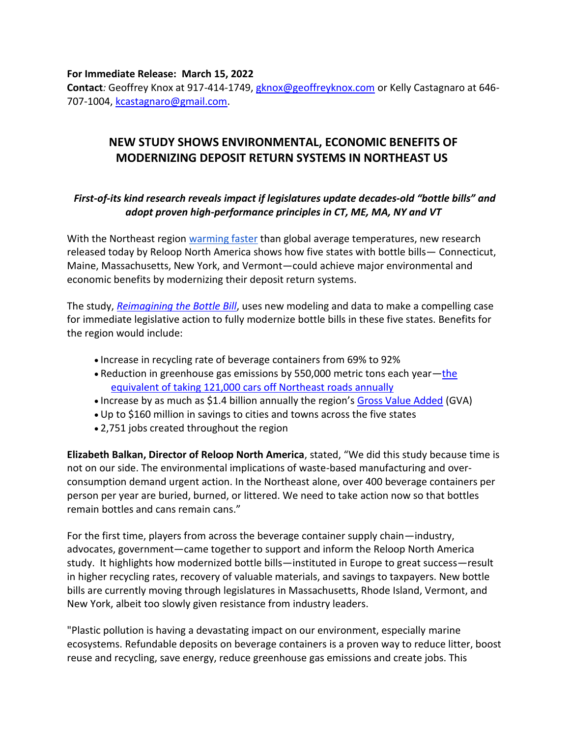**For Immediate Release: March 15, 2022**
**Contact***:* Geoffrey Knox at 917-414-1749, [gknox@geoffreyknox.com](mailto:gknox@geoffreyknox.com) or Kelly Castagnaro at 646-707-1004, [kcastagnaro@gmail.com](mailto:kcastagnaro@gmail.com).

# NEW STUDY SHOWS ENVIRONMENTAL, ECONOMIC BENEFITS OF MODERNIZING DEPOSIT RETURN SYSTEMS IN NORTHEAST US

***First-of-its kind research reveals impact if legislatures update decades-old "bottle bills" and adopt proven high-performance principles in CT, ME, MA, NY and VT***

With the Northeast region warming faster than global average temperatures, new research released today by Reloop North America shows how five states with bottle bills— Connecticut, Maine, Massachusetts, New York, and Vermont—could achieve major environmental and economic benefits by modernizing their deposit return systems.

The study, *Reimagining the Bottle Bill*, uses new modeling and data to make a compelling case for immediate legislative action to fully modernize bottle bills in these five states. Benefits for the region would include:

- Increase in recycling rate of beverage containers from 69% to 92%
- Reduction in greenhouse gas emissions by 550,000 metric tons each year—the equivalent of taking 121,000 cars off Northeast roads annually
- Increase by as much as $1.4 billion annually the region's Gross Value Added (GVA)
- Up to $160 million in savings to cities and towns across the five states
- 2,751 jobs created throughout the region

**Elizabeth Balkan, Director of Reloop North America**, stated, "We did this study because time is not on our side. The environmental implications of waste-based manufacturing and over-consumption demand urgent action. In the Northeast alone, over 400 beverage containers per person per year are buried, burned, or littered. We need to take action now so that bottles remain bottles and cans remain cans."

For the first time, players from across the beverage container supply chain—industry, advocates, government—came together to support and inform the Reloop North America study. It highlights how modernized bottle bills—instituted in Europe to great success—result in higher recycling rates, recovery of valuable materials, and savings to taxpayers. New bottle bills are currently moving through legislatures in Massachusetts, Rhode Island, Vermont, and New York, albeit too slowly given resistance from industry leaders.

"Plastic pollution is having a devastating impact on our environment, especially marine ecosystems. Refundable deposits on beverage containers is a proven way to reduce litter, boost reuse and recycling, save energy, reduce greenhouse gas emissions and create jobs. This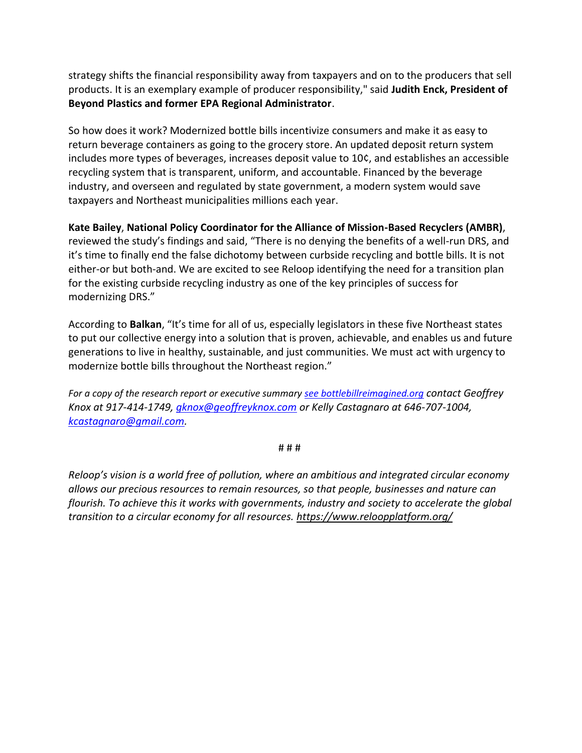strategy shifts the financial responsibility away from taxpayers and on to the producers that sell products. It is an exemplary example of producer responsibility," said **Judith Enck, President of Beyond Plastics and former EPA Regional Administrator**.

So how does it work? Modernized bottle bills incentivize consumers and make it as easy to return beverage containers as going to the grocery store. An updated deposit return system includes more types of beverages, increases deposit value to 10¢, and establishes an accessible recycling system that is transparent, uniform, and accountable. Financed by the beverage industry, and overseen and regulated by state government, a modern system would save taxpayers and Northeast municipalities millions each year.

**Kate Bailey**, **National Policy Coordinator for the Alliance of Mission-Based Recyclers (AMBR)**, reviewed the study's findings and said, "There is no denying the benefits of a well-run DRS, and it's time to finally end the false dichotomy between curbside recycling and bottle bills. It is not either-or but both-and. We are excited to see Reloop identifying the need for a transition plan for the existing curbside recycling industry as one of the key principles of success for modernizing DRS."

According to **Balkan**, "It's time for all of us, especially legislators in these five Northeast states to put our collective energy into a solution that is proven, achievable, and enables us and future generations to live in healthy, sustainable, and just communities. We must act with urgency to modernize bottle bills throughout the Northeast region."

*For a copy of the research report or executive summary see bottlebillreimagined.org contact Geoffrey Knox at 917-414-1749, gknox@geoffreyknox.com or Kelly Castagnaro at 646-707-1004, kcastagnaro@gmail.com.*

# # #

*Reloop's vision is a world free of pollution, where an ambitious and integrated circular economy allows our precious resources to remain resources, so that people, businesses and nature can flourish. To achieve this it works with governments, industry and society to accelerate the global transition to a circular economy for all resources.* https://www.reloopplatform.org/